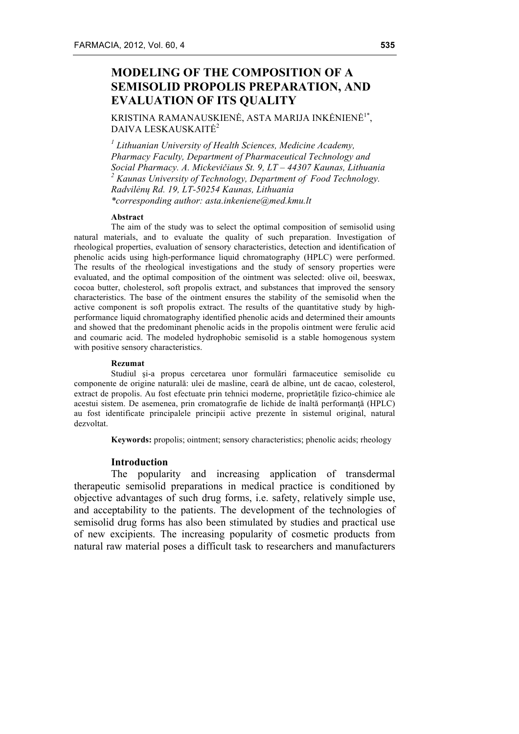# MODELING OF THE COMPOSITION OF A SEMISOLID PROPOLIS PREPARATION, AND EVALUATION OF ITS QUALITY

KRISTINA RAMANAUSKIENĖ, ASTA MARIJA INKĖNIENĖ[1*], DAIVA LESKAUSKAITĖ[2]

*[1] Lithuanian University of Health Sciences, Medicine Academy, Pharmacy Faculty, Department of Pharmaceutical Technology and Social Pharmacy. A. Mickevičiaus St. 9, LT – 44307 Kaunas, Lithuania*
*[2] Kaunas University of Technology, Department of Food Technology. Radvilėnų Rd. 19, LT-50254 Kaunas, Lithuania*
*\*corresponding author: asta.inkeniene@med.kmu.lt*

**Abstract**

The aim of the study was to select the optimal composition of semisolid using natural materials, and to evaluate the quality of such preparation. Investigation of rheological properties, evaluation of sensory characteristics, detection and identification of phenolic acids using high-performance liquid chromatography (HPLC) were performed. The results of the rheological investigations and the study of sensory properties were evaluated, and the optimal composition of the ointment was selected: olive oil, beeswax, cocoa butter, cholesterol, soft propolis extract, and substances that improved the sensory characteristics. The base of the ointment ensures the stability of the semisolid when the active component is soft propolis extract. The results of the quantitative study by high-performance liquid chromatography identified phenolic acids and determined their amounts and showed that the predominant phenolic acids in the propolis ointment were ferulic acid and coumaric acid. The modeled hydrophobic semisolid is a stable homogenous system with positive sensory characteristics.

**Rezumat**

Studiul şi-a propus cercetarea unor formulări farmaceutice semisolide cu componente de origine naturală: ulei de masline, ceară de albine, unt de cacao, colesterol, extract de propolis. Au fost efectuate prin tehnici moderne, proprietăţile fizico-chimice ale acestui sistem. De asemenea, prin cromatografie de lichide de înaltă performanţă (HPLC) au fost identificate principalele principii active prezente în sistemul original, natural dezvoltat.

**Keywords:** propolis; ointment; sensory characteristics; phenolic acids; rheology

## Introduction

The popularity and increasing application of transdermal therapeutic semisolid preparations in medical practice is conditioned by objective advantages of such drug forms, i.e. safety, relatively simple use, and acceptability to the patients. The development of the technologies of semisolid drug forms has also been stimulated by studies and practical use of new excipients. The increasing popularity of cosmetic products from natural raw material poses a difficult task to researchers and manufacturers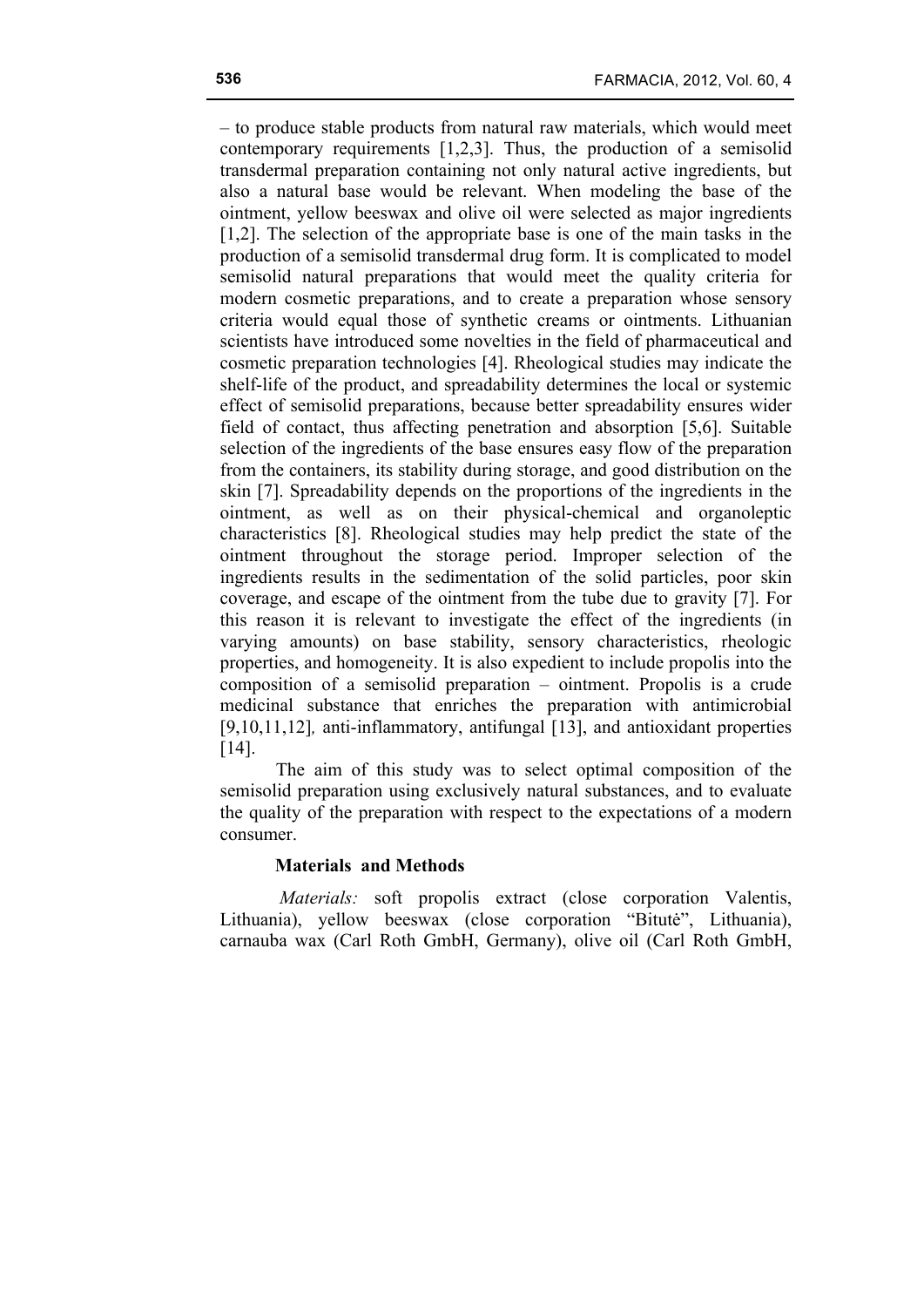– to produce stable products from natural raw materials, which would meet contemporary requirements [1,2,3]. Thus, the production of a semisolid transdermal preparation containing not only natural active ingredients, but also a natural base would be relevant. When modeling the base of the ointment, yellow beeswax and olive oil were selected as major ingredients [1,2]. The selection of the appropriate base is one of the main tasks in the production of a semisolid transdermal drug form. It is complicated to model semisolid natural preparations that would meet the quality criteria for modern cosmetic preparations, and to create a preparation whose sensory criteria would equal those of synthetic creams or ointments. Lithuanian scientists have introduced some novelties in the field of pharmaceutical and cosmetic preparation technologies [4]. Rheological studies may indicate the shelf-life of the product, and spreadability determines the local or systemic effect of semisolid preparations, because better spreadability ensures wider field of contact, thus affecting penetration and absorption [5,6]. Suitable selection of the ingredients of the base ensures easy flow of the preparation from the containers, its stability during storage, and good distribution on the skin [7]. Spreadability depends on the proportions of the ingredients in the ointment, as well as on their physical-chemical and organoleptic characteristics [8]. Rheological studies may help predict the state of the ointment throughout the storage period. Improper selection of the ingredients results in the sedimentation of the solid particles, poor skin coverage, and escape of the ointment from the tube due to gravity [7]. For this reason it is relevant to investigate the effect of the ingredients (in varying amounts) on base stability, sensory characteristics, rheologic properties, and homogeneity. It is also expedient to include propolis into the composition of a semisolid preparation – ointment. Propolis is a crude medicinal substance that enriches the preparation with antimicrobial [9,10,11,12]*,* anti-inflammatory, antifungal [13], and antioxidant properties [14].

The aim of this study was to select optimal composition of the semisolid preparation using exclusively natural substances, and to evaluate the quality of the preparation with respect to the expectations of a modern consumer.

## Materials and Methods

*Materials:* soft propolis extract (close corporation Valentis, Lithuania), yellow beeswax (close corporation "Bitutė", Lithuania), carnauba wax (Carl Roth GmbH, Germany), olive oil (Carl Roth GmbH,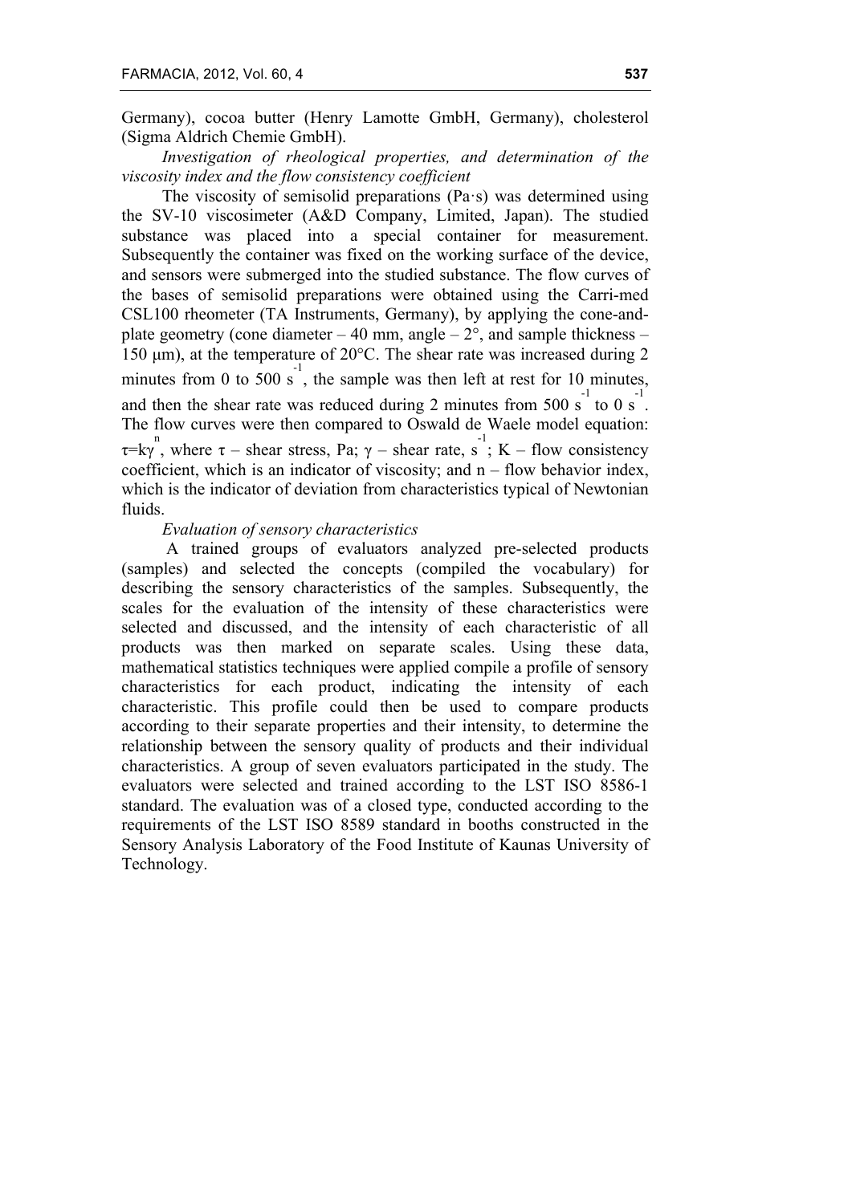Germany), cocoa butter (Henry Lamotte GmbH, Germany), cholesterol (Sigma Aldrich Chemie GmbH).

*Investigation of rheological properties, and determination of the viscosity index and the flow consistency coefficient*

The viscosity of semisolid preparations (Pa·s) was determined using the SV-10 viscosimeter (A&D Company, Limited, Japan). The studied substance was placed into a special container for measurement. Subsequently the container was fixed on the working surface of the device, and sensors were submerged into the studied substance. The flow curves of the bases of semisolid preparations were obtained using the Carri-med CSL100 rheometer (TA Instruments, Germany), by applying the cone-and-plate geometry (cone diameter – 40 mm, angle – 2°, and sample thickness – 150 μm), at the temperature of 20°C. The shear rate was increased during 2 minutes from 0 to 500 $s^{-1}$, the sample was then left at rest for 10 minutes, and then the shear rate was reduced during 2 minutes from 500 $s^{-1}$ to 0 $s^{-1}$. The flow curves were then compared to Oswald de Waele model equation: $\tau = k\gamma^{n}$, where $\tau$ – shear stress, Pa; $\gamma$ – shear rate, $s^{-1}$; K – flow consistency coefficient, which is an indicator of viscosity; and n – flow behavior index, which is the indicator of deviation from characteristics typical of Newtonian fluids.

*Evaluation of sensory characteristics*

A trained groups of evaluators analyzed pre-selected products (samples) and selected the concepts (compiled the vocabulary) for describing the sensory characteristics of the samples. Subsequently, the scales for the evaluation of the intensity of these characteristics were selected and discussed, and the intensity of each characteristic of all products was then marked on separate scales. Using these data, mathematical statistics techniques were applied compile a profile of sensory characteristics for each product, indicating the intensity of each characteristic. This profile could then be used to compare products according to their separate properties and their intensity, to determine the relationship between the sensory quality of products and their individual characteristics. A group of seven evaluators participated in the study. The evaluators were selected and trained according to the LST ISO 8586-1 standard. The evaluation was of a closed type, conducted according to the requirements of the LST ISO 8589 standard in booths constructed in the Sensory Analysis Laboratory of the Food Institute of Kaunas University of Technology.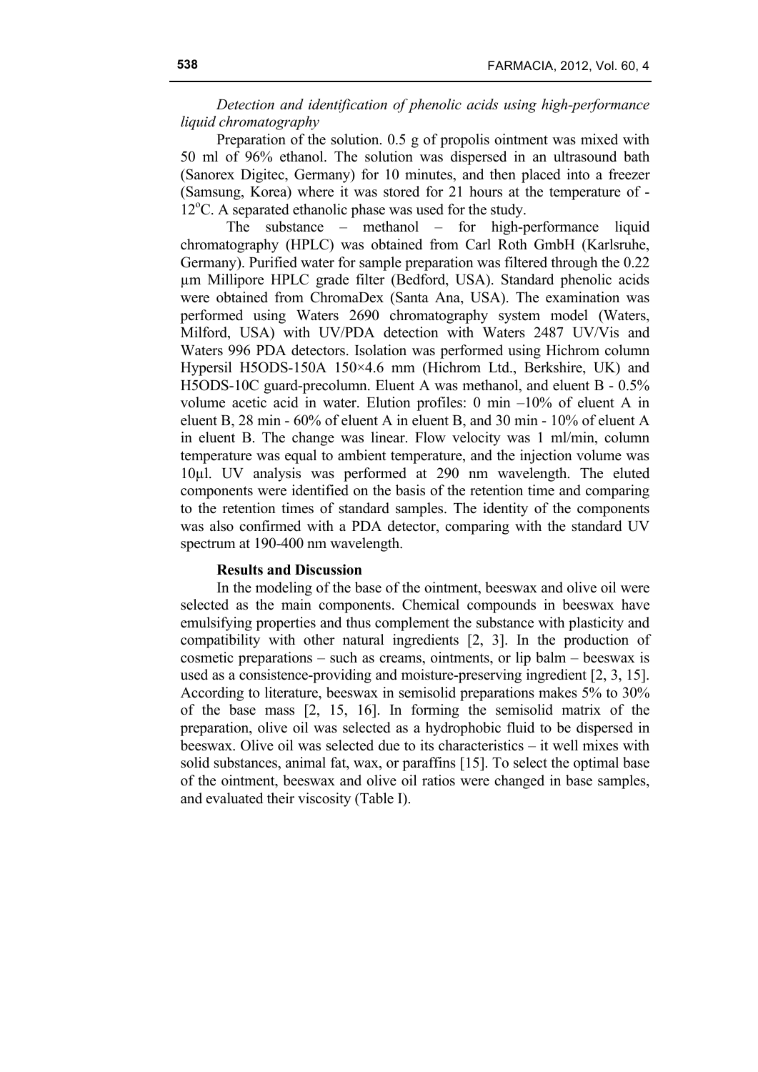*Detection and identification of phenolic acids using high-performance liquid chromatography*

Preparation of the solution. 0.5 g of propolis ointment was mixed with 50 ml of 96% ethanol. The solution was dispersed in an ultrasound bath (Sanorex Digitec, Germany) for 10 minutes, and then placed into a freezer (Samsung, Korea) where it was stored for 21 hours at the temperature of -12°C. A separated ethanolic phase was used for the study.

The substance – methanol – for high-performance liquid chromatography (HPLC) was obtained from Carl Roth GmbH (Karlsruhe, Germany). Purified water for sample preparation was filtered through the 0.22 µm Millipore HPLC grade filter (Bedford, USA). Standard phenolic acids were obtained from ChromaDex (Santa Ana, USA). The examination was performed using Waters 2690 chromatography system model (Waters, Milford, USA) with UV/PDA detection with Waters 2487 UV/Vis and Waters 996 PDA detectors. Isolation was performed using Hichrom column Hypersil H5ODS-150A 150×4.6 mm (Hichrom Ltd., Berkshire, UK) and H5ODS-10C guard-precolumn. Eluent A was methanol, and eluent B - 0.5% volume acetic acid in water. Elution profiles: 0 min –10% of eluent A in eluent B, 28 min - 60% of eluent A in eluent B, and 30 min - 10% of eluent A in eluent B. The change was linear. Flow velocity was 1 ml/min, column temperature was equal to ambient temperature, and the injection volume was 10µl. UV analysis was performed at 290 nm wavelength. The eluted components were identified on the basis of the retention time and comparing to the retention times of standard samples. The identity of the components was also confirmed with a PDA detector, comparing with the standard UV spectrum at 190-400 nm wavelength.

## Results and Discussion

In the modeling of the base of the ointment, beeswax and olive oil were selected as the main components. Chemical compounds in beeswax have emulsifying properties and thus complement the substance with plasticity and compatibility with other natural ingredients [2, 3]. In the production of cosmetic preparations – such as creams, ointments, or lip balm – beeswax is used as a consistence-providing and moisture-preserving ingredient [2, 3, 15]. According to literature, beeswax in semisolid preparations makes 5% to 30% of the base mass [2, 15, 16]. In forming the semisolid matrix of the preparation, olive oil was selected as a hydrophobic fluid to be dispersed in beeswax. Olive oil was selected due to its characteristics – it well mixes with solid substances, animal fat, wax, or paraffins [15]. To select the optimal base of the ointment, beeswax and olive oil ratios were changed in base samples, and evaluated their viscosity (Table I).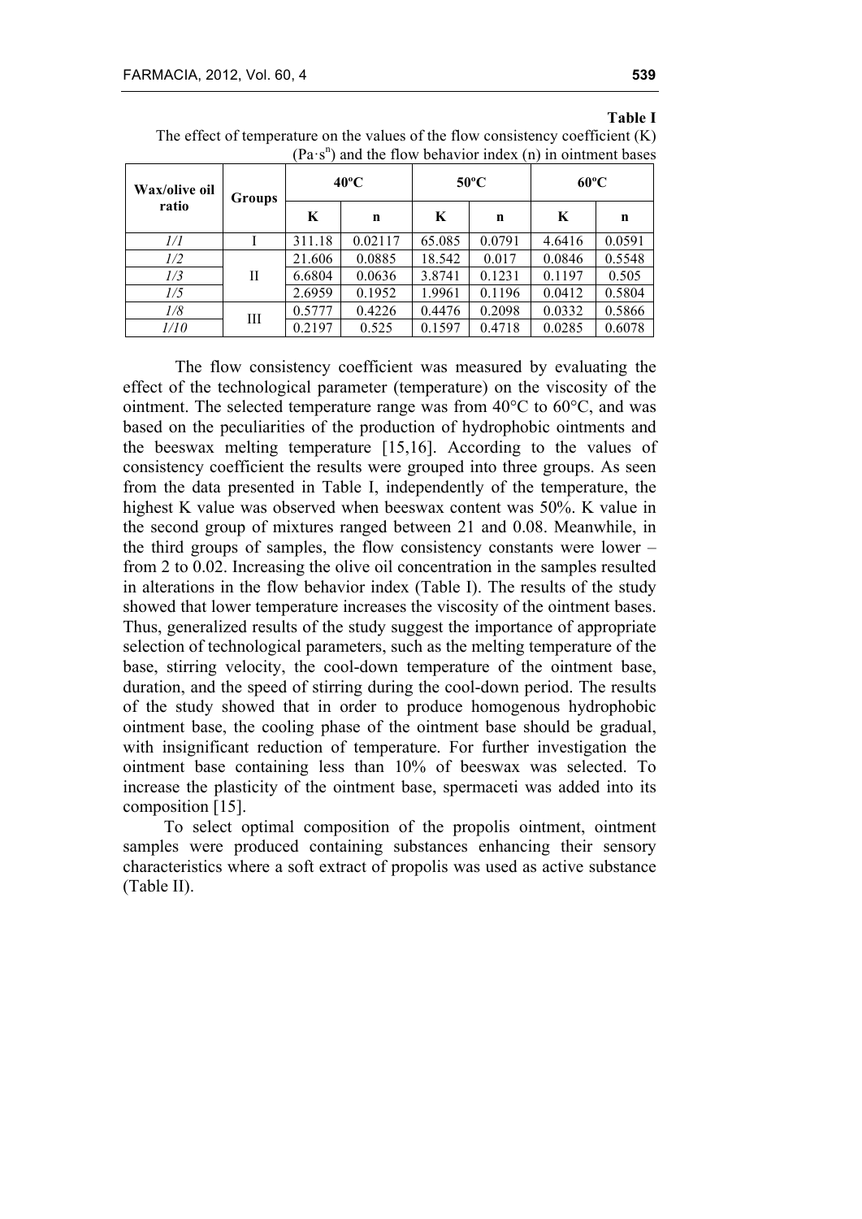**Table I**

The effect of temperature on the values of the flow consistency coefficient (K) ($Pa \cdot s^n$) and the flow behavior index (n) in ointment bases

| Wax/olive oil ratio | Groups | 40ºC | | 50ºC | | 60ºC | |
|---|---|---|---|---|---|---|---|
| | | K | n | K | n | K | n |
| *1/1* | I | 311.18 | 0.02117 | 65.085 | 0.0791 | 4.6416 | 0.0591 |
| *1/2* | II | 21.606 | 0.0885 | 18.542 | 0.017 | 0.0846 | 0.5548 |
| *1/3* | | 6.6804 | 0.0636 | 3.8741 | 0.1231 | 0.1197 | 0.505 |
| *1/5* | | 2.6959 | 0.1952 | 1.9961 | 0.1196 | 0.0412 | 0.5804 |
| *1/8* | III | 0.5777 | 0.4226 | 0.4476 | 0.2098 | 0.0332 | 0.5866 |
| *1/10* | | 0.2197 | 0.525 | 0.1597 | 0.4718 | 0.0285 | 0.6078 |

The flow consistency coefficient was measured by evaluating the effect of the technological parameter (temperature) on the viscosity of the ointment. The selected temperature range was from 40°C to 60°C, and was based on the peculiarities of the production of hydrophobic ointments and the beeswax melting temperature [15,16]. According to the values of consistency coefficient the results were grouped into three groups. As seen from the data presented in Table I, independently of the temperature, the highest K value was observed when beeswax content was 50%. K value in the second group of mixtures ranged between 21 and 0.08. Meanwhile, in the third groups of samples, the flow consistency constants were lower – from 2 to 0.02. Increasing the olive oil concentration in the samples resulted in alterations in the flow behavior index (Table I). The results of the study showed that lower temperature increases the viscosity of the ointment bases. Thus, generalized results of the study suggest the importance of appropriate selection of technological parameters, such as the melting temperature of the base, stirring velocity, the cool-down temperature of the ointment base, duration, and the speed of stirring during the cool-down period. The results of the study showed that in order to produce homogenous hydrophobic ointment base, the cooling phase of the ointment base should be gradual, with insignificant reduction of temperature. For further investigation the ointment base containing less than 10% of beeswax was selected. To increase the plasticity of the ointment base, spermaceti was added into its composition [15].

To select optimal composition of the propolis ointment, ointment samples were produced containing substances enhancing their sensory characteristics where a soft extract of propolis was used as active substance (Table II).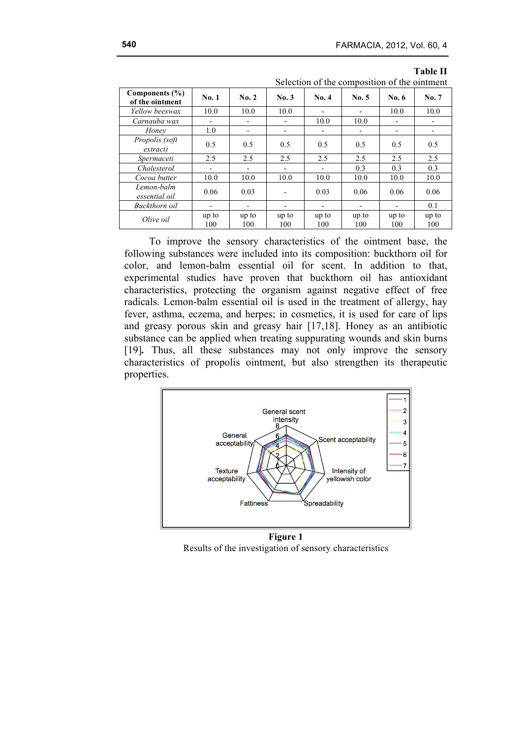**Table II**

Selection of the composition of the ointment

| Components (%) of the ointment | No. 1 | No. 2 | No. 3 | No. 4 | No. 5 | No. 6 | No. 7 |
|---|---|---|---|---|---|---|---|
| *Yellow beeswax* | 10.0 | 10.0 | 10.0 | - | - | 10.0 | 10.0 |
| *Carnauba wax* | - | - | - | 10.0 | 10.0 | - | - |
| *Honey* | 1.0 | - | - | - | - | - | - |
| *Propolis (soft extract)* | 0.5 | 0.5 | 0.5 | 0.5 | 0.5 | 0.5 | 0.5 |
| *Spermaceti* | 2.5 | 2.5 | 2.5 | 2.5 | 2.5 | 2.5 | 2.5 |
| *Cholesterol* | - | - | - | - | 0.3 | 0.3 | 0.3 |
| *Cocoa butter* | 10.0 | 10.0 | 10.0 | 10.0 | 10.0 | 10.0 | 10.0 |
| *Lemon-balm essential oil* | 0.06 | 0.03 | - | 0.03 | 0.06 | 0.06 | 0.06 |
| *Buckthorn oil* | - | - | - | - | - | - | 0.1 |
| *Olive oil* | up to 100 | up to 100 | up to 100 | up to 100 | up to 100 | up to 100 | up to 100 |

To improve the sensory characteristics of the ointment base, the following substances were included into its composition: buckthorn oil for color, and lemon-balm essential oil for scent. In addition to that, experimental studies have proven that buckthorn oil has antioxidant characteristics, protecting the organism against negative effect of free radicals. Lemon-balm essential oil is used in the treatment of allergy, hay fever, asthma, eczema, and herpes; in cosmetics, it is used for care of lips and greasy porous skin and greasy hair [17,18]. Honey as an antibiotic substance can be applied when treating suppurating wounds and skin burns [19]**.** Thus, all these substances may not only improve the sensory characteristics of propolis ointment, but also strengthen its therapeutic properties.

**Figure 1**

Results of the investigation of sensory characteristics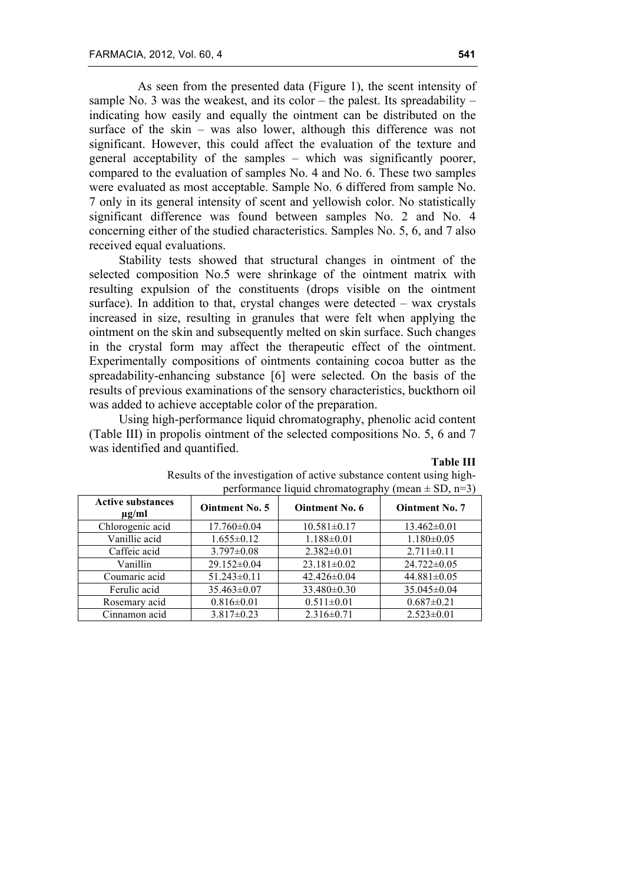As seen from the presented data (Figure 1), the scent intensity of sample No. 3 was the weakest, and its color – the palest. Its spreadability – indicating how easily and equally the ointment can be distributed on the surface of the skin – was also lower, although this difference was not significant. However, this could affect the evaluation of the texture and general acceptability of the samples – which was significantly poorer, compared to the evaluation of samples No. 4 and No. 6. These two samples were evaluated as most acceptable. Sample No. 6 differed from sample No. 7 only in its general intensity of scent and yellowish color. No statistically significant difference was found between samples No. 2 and No. 4 concerning either of the studied characteristics. Samples No. 5, 6, and 7 also received equal evaluations.

Stability tests showed that structural changes in ointment of the selected composition No.5 were shrinkage of the ointment matrix with resulting expulsion of the constituents (drops visible on the ointment surface). In addition to that, crystal changes were detected – wax crystals increased in size, resulting in granules that were felt when applying the ointment on the skin and subsequently melted on skin surface. Such changes in the crystal form may affect the therapeutic effect of the ointment. Experimentally compositions of ointments containing cocoa butter as the spreadability-enhancing substance [6] were selected. On the basis of the results of previous examinations of the sensory characteristics, buckthorn oil was added to achieve acceptable color of the preparation.

Using high-performance liquid chromatography, phenolic acid content (Table III) in propolis ointment of the selected compositions No. 5, 6 and 7 was identified and quantified.

**Table III**

Results of the investigation of active substance content using high-performance liquid chromatography (mean ± SD, n=3)

| Active substances μg/ml | Ointment No. 5 | Ointment No. 6 | Ointment No. 7 |
|---|---|---|---|
| Chlorogenic acid | 17.760±0.04 | 10.581±0.17 | 13.462±0.01 |
| Vanillic acid | 1.655±0.12 | 1.188±0.01 | 1.180±0.05 |
| Caffeic acid | 3.797±0.08 | 2.382±0.01 | 2.711±0.11 |
| Vanillin | 29.152±0.04 | 23.181±0.02 | 24.722±0.05 |
| Coumaric acid | 51.243±0.11 | 42.426±0.04 | 44.881±0.05 |
| Ferulic acid | 35.463±0.07 | 33.480±0.30 | 35.045±0.04 |
| Rosemary acid | 0.816±0.01 | 0.511±0.01 | 0.687±0.21 |
| Cinnamon acid | 3.817±0.23 | 2.316±0.71 | 2.523±0.01 |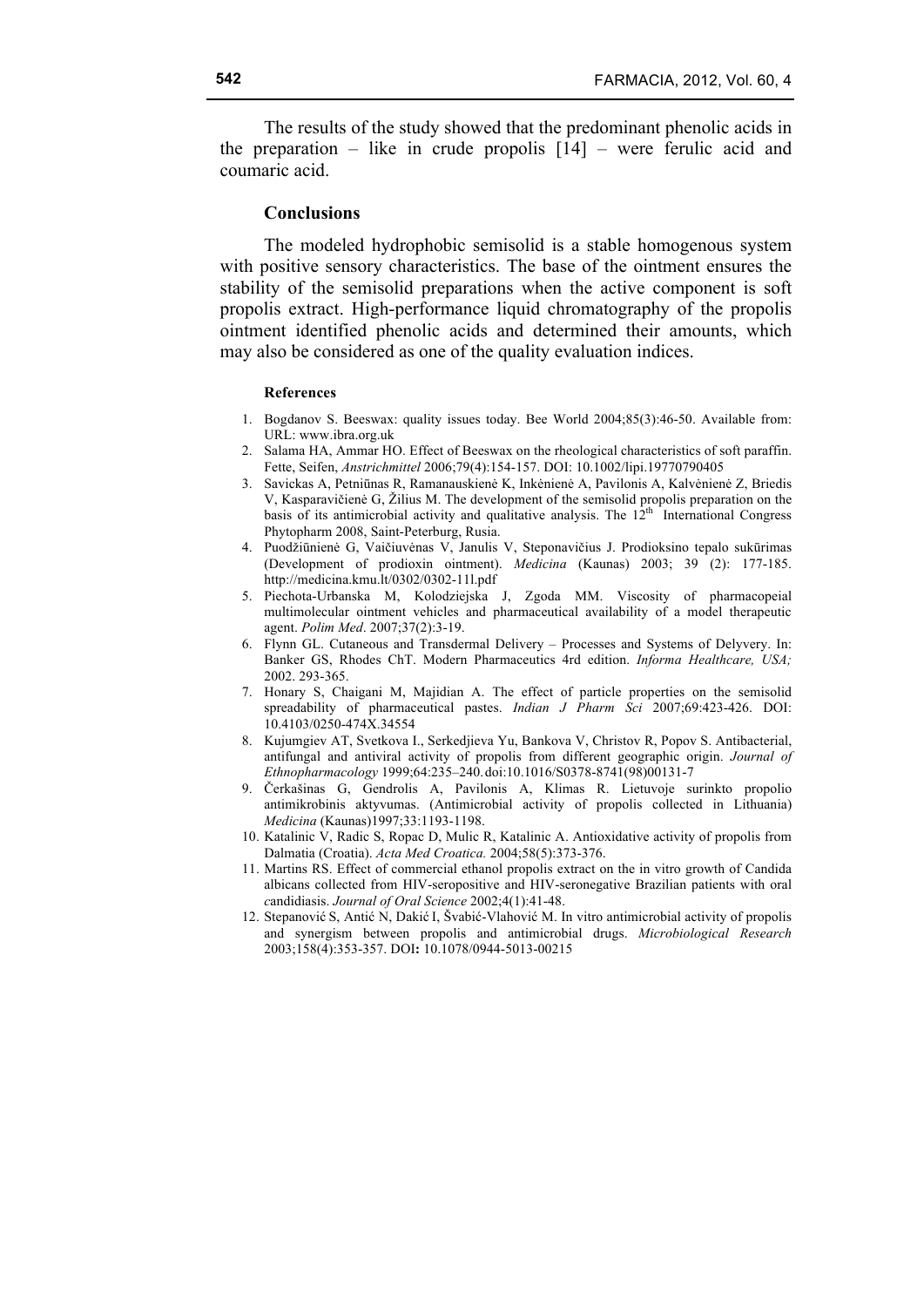The results of the study showed that the predominant phenolic acids in the preparation – like in crude propolis [14] – were ferulic acid and coumaric acid.

## Conclusions

The modeled hydrophobic semisolid is a stable homogenous system with positive sensory characteristics. The base of the ointment ensures the stability of the semisolid preparations when the active component is soft propolis extract. High-performance liquid chromatography of the propolis ointment identified phenolic acids and determined their amounts, which may also be considered as one of the quality evaluation indices.

### References

1. Bogdanov S. Beeswax: quality issues today. Bee World 2004;85(3):46-50. Available from: URL: www.ibra.org.uk
2. Salama HA, Ammar HO. Effect of Beeswax on the rheological characteristics of soft paraffin. Fette, Seifen, *Anstrichmittel* 2006;79(4):154-157. DOI: 10.1002/lipi.19770790405
3. Savickas A, Petniūnas R, Ramanauskienė K, Inkėnienė A, Pavilonis A, Kalvėnienė Z, Briedis V, Kasparavičienė G, Žilius M. The development of the semisolid propolis preparation on the basis of its antimicrobial activity and qualitative analysis. The 12th International Congress Phytopharm 2008, Saint-Peterburg, Rusia.
4. Puodžiūnienė G, Vaičiuvėnas V, Janulis V, Steponavičius J. Prodioksino tepalo sukūrimas (Development of prodioxin ointment). *Medicina* (Kaunas) 2003; 39 (2): 177-185. http://medicina.kmu.lt/0302/0302-11l.pdf
5. Piechota-Urbanska M, Kolodziejska J, Zgoda MM. Viscosity of pharmacopeial multimolecular ointment vehicles and pharmaceutical availability of a model therapeutic agent. *Polim Med*. 2007;37(2):3-19.
6. Flynn GL. Cutaneous and Transdermal Delivery – Processes and Systems of Delyvery. In: Banker GS, Rhodes ChT. Modern Pharmaceutics 4rd edition. *Informa Healthcare, USA;* 2002. 293-365.
7. Honary S, Chaigani M, Majidian A. The effect of particle properties on the semisolid spreadability of pharmaceutical pastes. *Indian J Pharm Sci* 2007;69:423-426. DOI: 10.4103/0250-474X.34554
8. Kujumgiev AT, Svetkova I., Serkedjieva Yu, Bankova V, Christov R, Popov S. Antibacterial, antifungal and antiviral activity of propolis from different geographic origin. *Journal of Ethnopharmacology* 1999;64:235–240.doi:10.1016/S0378-8741(98)00131-7
9. Čerkašinas G, Gendrolis A, Pavilonis A, Klimas R. Lietuvoje surinkto propolio antimikrobinis aktyvumas. (Antimicrobial activity of propolis collected in Lithuania) *Medicina* (Kaunas)1997;33:1193-1198.
10. Katalinic V, Radic S, Ropac D, Mulic R, Katalinic A. Antioxidative activity of propolis from Dalmatia (Croatia). *Acta Med Croatica.* 2004;58(5):373-376.
11. Martins RS. Effect of commercial ethanol propolis extract on the in vitro growth of Candida albicans collected from HIV-seropositive and HIV-seronegative Brazilian patients with oral candidiasis. *Journal of Oral Science* 2002;4(1):41-48.
12. Stepanović S, Antić N, Dakić I, Švabić-Vlahović M. In vitro antimicrobial activity of propolis and synergism between propolis and antimicrobial drugs. *Microbiological Research* 2003;158(4):353-357. DOI**:** 10.1078/0944-5013-00215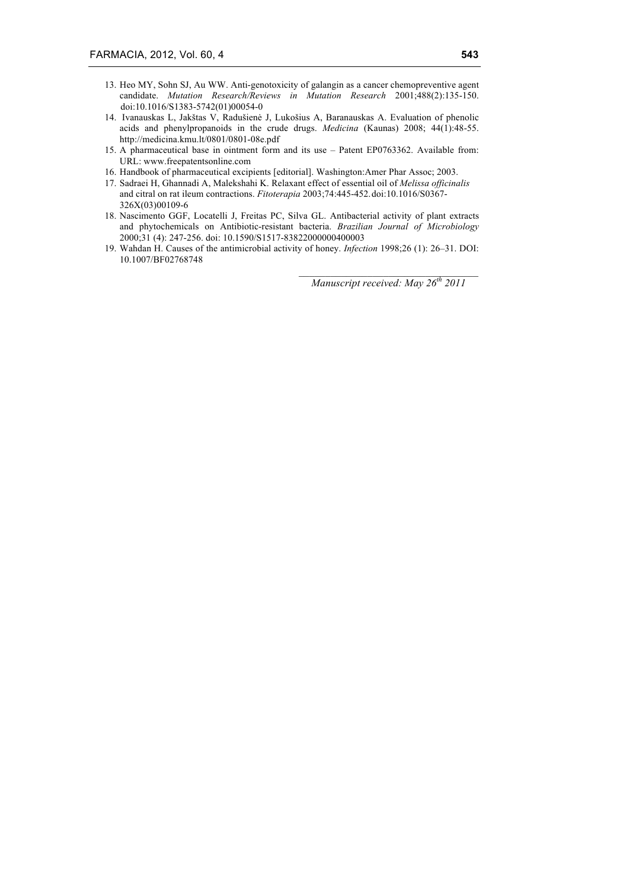13. Heo MY, Sohn SJ, Au WW. Anti-genotoxicity of galangin as a cancer chemopreventive agent candidate. *Mutation Research/Reviews in Mutation Research* 2001;488(2):135-150. doi:10.1016/S1383-5742(01)00054-0
14. Ivanauskas L, Jakštas V, Radušienė J, Lukošius A, Baranauskas A. Evaluation of phenolic acids and phenylpropanoids in the crude drugs. *Medicina* (Kaunas) 2008; 44(1):48-55. http://medicina.kmu.lt/0801/0801-08e.pdf
15. A pharmaceutical base in ointment form and its use – Patent EP0763362. Available from: URL: www.freepatentsonline.com
16. Handbook of pharmaceutical excipients [editorial]. Washington:Amer Phar Assoc; 2003.
17. Sadraei H, Ghannadi A, Malekshahi K. Relaxant effect of essential oil of *Melissa officinalis* and citral on rat ileum contractions. *Fitoterapia* 2003;74:445-452. doi:10.1016/S0367-326X(03)00109-6
18. Nascimento GGF, Locatelli J, Freitas PC, Silva GL. Antibacterial activity of plant extracts and phytochemicals on Antibiotic-resistant bacteria. *Brazilian Journal of Microbiology* 2000;31 (4): 247-256. doi: 10.1590/S1517-83822000000400003
19. Wahdan H. Causes of the antimicrobial activity of honey. *Infection* 1998;26 (1): 26–31. DOI: 10.1007/BF02768748

*Manuscript received: May 26th 2011*